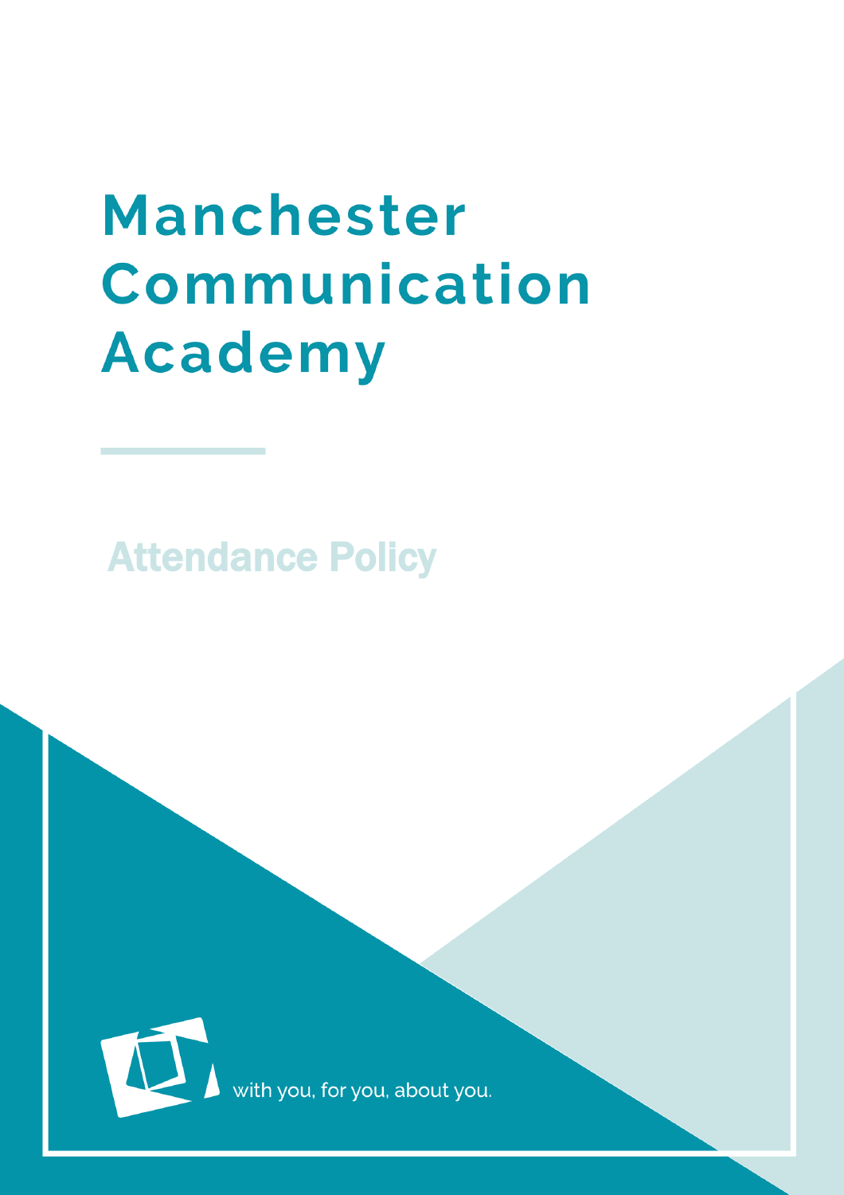# Manchester Communication Academy

## Attendance Policy

with you, for you, about you.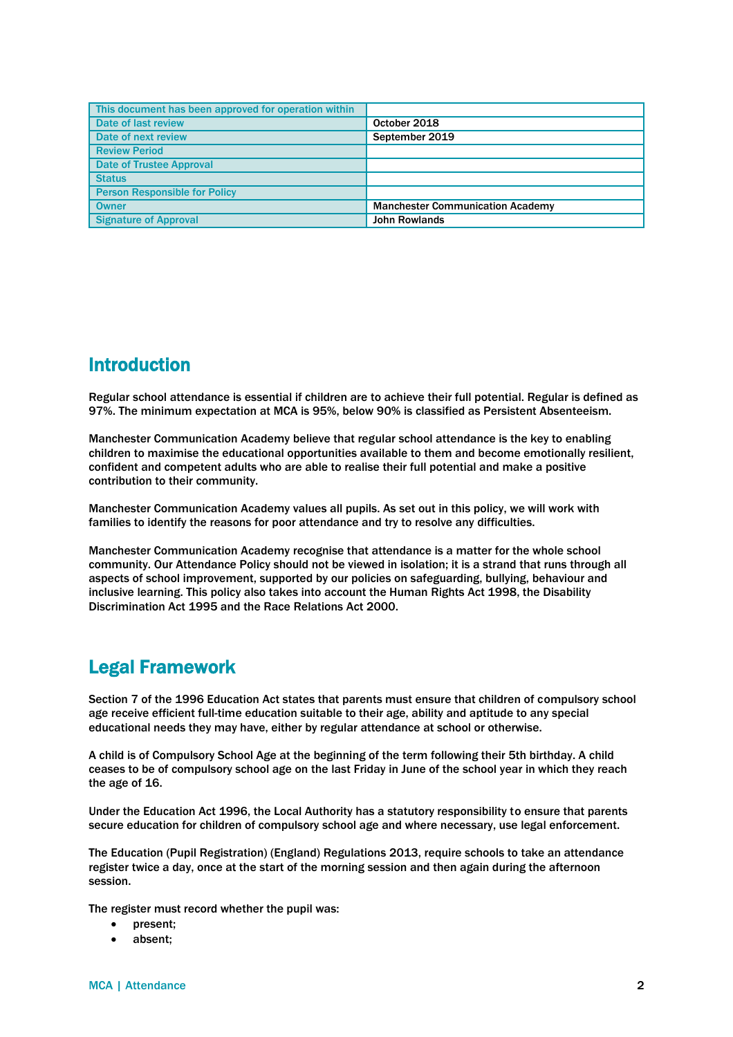| This document has been approved for operation within | |
|---|---|
| Date of last review | October 2018 |
| Date of next review | September 2019 |
| Review Period | |
| Date of Trustee Approval | |
| Status | |
| Person Responsible for Policy | |
| Owner | Manchester Communication Academy |
| Signature of Approval | John Rowlands |

## Introduction

Regular school attendance is essential if children are to achieve their full potential. Regular is defined as 97%. The minimum expectation at MCA is 95%, below 90% is classified as Persistent Absenteeism.

Manchester Communication Academy believe that regular school attendance is the key to enabling children to maximise the educational opportunities available to them and become emotionally resilient, confident and competent adults who are able to realise their full potential and make a positive contribution to their community.

Manchester Communication Academy values all pupils. As set out in this policy, we will work with families to identify the reasons for poor attendance and try to resolve any difficulties.

Manchester Communication Academy recognise that attendance is a matter for the whole school community. Our Attendance Policy should not be viewed in isolation; it is a strand that runs through all aspects of school improvement, supported by our policies on safeguarding, bullying, behaviour and inclusive learning. This policy also takes into account the Human Rights Act 1998, the Disability Discrimination Act 1995 and the Race Relations Act 2000.

## Legal Framework

Section 7 of the 1996 Education Act states that parents must ensure that children of compulsory school age receive efficient full-time education suitable to their age, ability and aptitude to any special educational needs they may have, either by regular attendance at school or otherwise.

A child is of Compulsory School Age at the beginning of the term following their 5th birthday. A child ceases to be of compulsory school age on the last Friday in June of the school year in which they reach the age of 16.

Under the Education Act 1996, the Local Authority has a statutory responsibility to ensure that parents secure education for children of compulsory school age and where necessary, use legal enforcement.

The Education (Pupil Registration) (England) Regulations 2013, require schools to take an attendance register twice a day, once at the start of the morning session and then again during the afternoon session.

The register must record whether the pupil was:

- present;
- absent;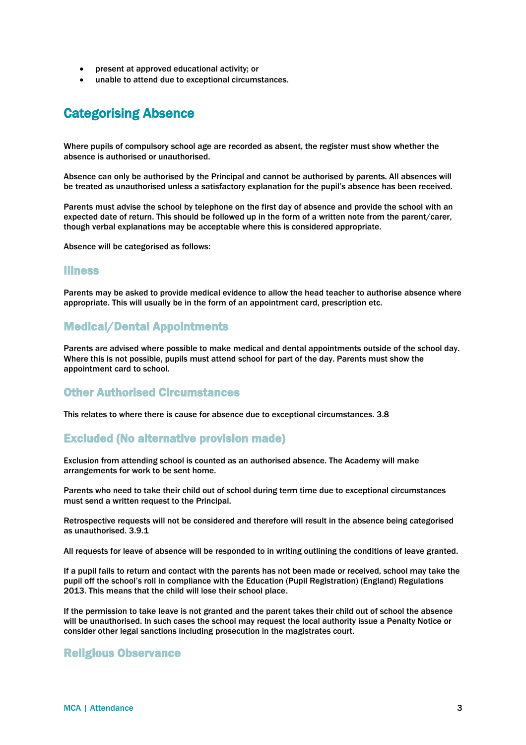- present at approved educational activity; or
- unable to attend due to exceptional circumstances.

## Categorising Absence

Where pupils of compulsory school age are recorded as absent, the register must show whether the absence is authorised or unauthorised.

Absence can only be authorised by the Principal and cannot be authorised by parents. All absences will be treated as unauthorised unless a satisfactory explanation for the pupil's absence has been received.

Parents must advise the school by telephone on the first day of absence and provide the school with an expected date of return. This should be followed up in the form of a written note from the parent/carer, though verbal explanations may be acceptable where this is considered appropriate.

Absence will be categorised as follows:

### Illness

Parents may be asked to provide medical evidence to allow the head teacher to authorise absence where appropriate. This will usually be in the form of an appointment card, prescription etc.

### Medical/Dental Appointments

Parents are advised where possible to make medical and dental appointments outside of the school day. Where this is not possible, pupils must attend school for part of the day. Parents must show the appointment card to school.

### Other Authorised Circumstances

This relates to where there is cause for absence due to exceptional circumstances. 3.8

### Excluded (No alternative provision made)

Exclusion from attending school is counted as an authorised absence. The Academy will make arrangements for work to be sent home.

Parents who need to take their child out of school during term time due to exceptional circumstances must send a written request to the Principal.

Retrospective requests will not be considered and therefore will result in the absence being categorised as unauthorised. 3.9.1

All requests for leave of absence will be responded to in writing outlining the conditions of leave granted.

If a pupil fails to return and contact with the parents has not been made or received, school may take the pupil off the school's roll in compliance with the Education (Pupil Registration) (England) Regulations 2013. This means that the child will lose their school place.

If the permission to take leave is not granted and the parent takes their child out of school the absence will be unauthorised. In such cases the school may request the local authority issue a Penalty Notice or consider other legal sanctions including prosecution in the magistrates court.

### Religious Observance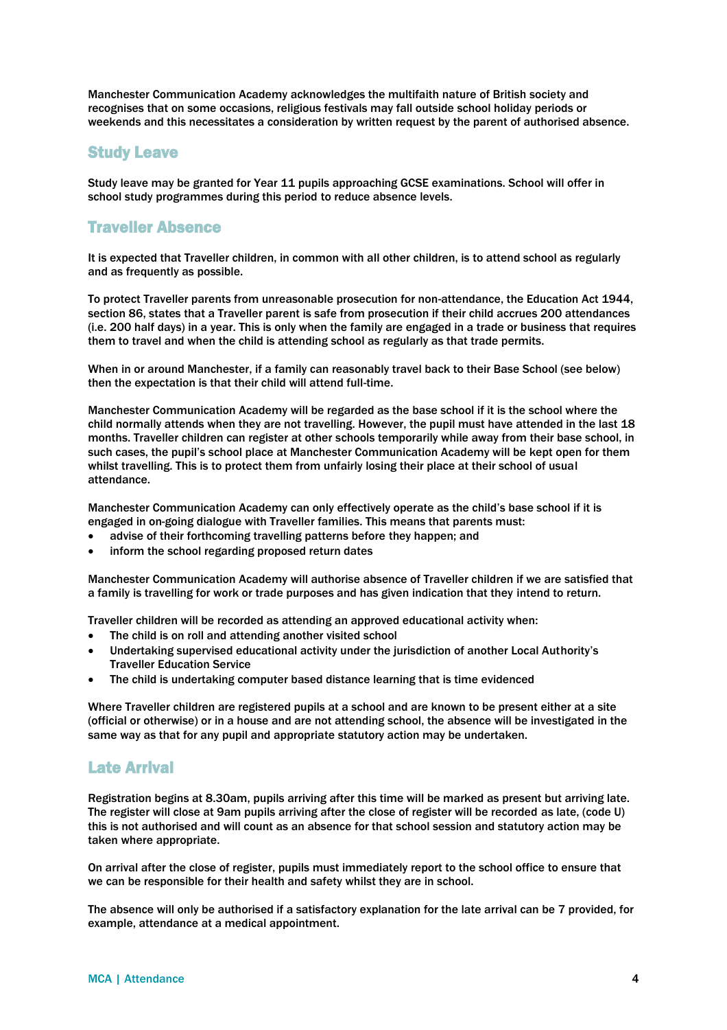Manchester Communication Academy acknowledges the multifaith nature of British society and recognises that on some occasions, religious festivals may fall outside school holiday periods or weekends and this necessitates a consideration by written request by the parent of authorised absence.

## Study Leave

Study leave may be granted for Year 11 pupils approaching GCSE examinations. School will offer in school study programmes during this period to reduce absence levels.

## Traveller Absence

It is expected that Traveller children, in common with all other children, is to attend school as regularly and as frequently as possible.

To protect Traveller parents from unreasonable prosecution for non-attendance, the Education Act 1944, section 86, states that a Traveller parent is safe from prosecution if their child accrues 200 attendances (i.e. 200 half days) in a year. This is only when the family are engaged in a trade or business that requires them to travel and when the child is attending school as regularly as that trade permits.

When in or around Manchester, if a family can reasonably travel back to their Base School (see below) then the expectation is that their child will attend full-time.

Manchester Communication Academy will be regarded as the base school if it is the school where the child normally attends when they are not travelling. However, the pupil must have attended in the last 18 months. Traveller children can register at other schools temporarily while away from their base school, in such cases, the pupil's school place at Manchester Communication Academy will be kept open for them whilst travelling. This is to protect them from unfairly losing their place at their school of usual attendance.

Manchester Communication Academy can only effectively operate as the child's base school if it is engaged in on-going dialogue with Traveller families. This means that parents must:

- advise of their forthcoming travelling patterns before they happen; and
- inform the school regarding proposed return dates

Manchester Communication Academy will authorise absence of Traveller children if we are satisfied that a family is travelling for work or trade purposes and has given indication that they intend to return.

Traveller children will be recorded as attending an approved educational activity when:

- The child is on roll and attending another visited school
- Undertaking supervised educational activity under the jurisdiction of another Local Authority's Traveller Education Service
- The child is undertaking computer based distance learning that is time evidenced

Where Traveller children are registered pupils at a school and are known to be present either at a site (official or otherwise) or in a house and are not attending school, the absence will be investigated in the same way as that for any pupil and appropriate statutory action may be undertaken.

## Late Arrival

Registration begins at 8.30am, pupils arriving after this time will be marked as present but arriving late. The register will close at 9am pupils arriving after the close of register will be recorded as late, (code U) this is not authorised and will count as an absence for that school session and statutory action may be taken where appropriate.

On arrival after the close of register, pupils must immediately report to the school office to ensure that we can be responsible for their health and safety whilst they are in school.

The absence will only be authorised if a satisfactory explanation for the late arrival can be 7 provided, for example, attendance at a medical appointment.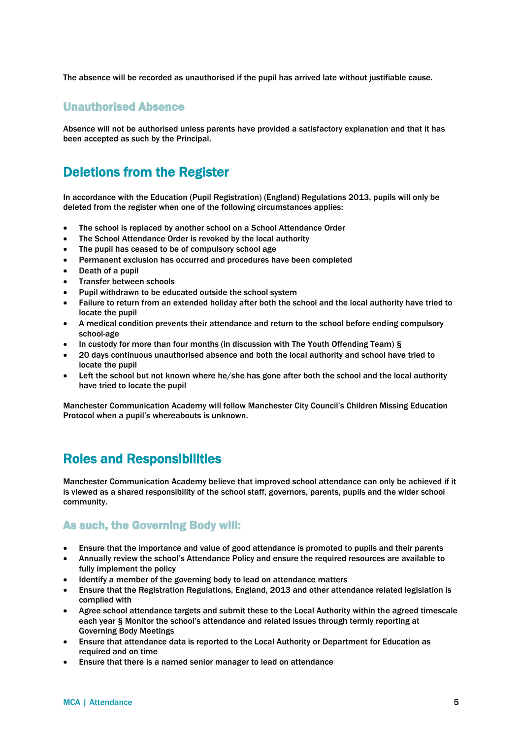The absence will be recorded as unauthorised if the pupil has arrived late without justifiable cause.

### Unauthorised Absence

Absence will not be authorised unless parents have provided a satisfactory explanation and that it has been accepted as such by the Principal.

## Deletions from the Register

In accordance with the Education (Pupil Registration) (England) Regulations 2013, pupils will only be deleted from the register when one of the following circumstances applies:

- The school is replaced by another school on a School Attendance Order
- The School Attendance Order is revoked by the local authority
- The pupil has ceased to be of compulsory school age
- Permanent exclusion has occurred and procedures have been completed
- Death of a pupil
- Transfer between schools
- Pupil withdrawn to be educated outside the school system
- Failure to return from an extended holiday after both the school and the local authority have tried to locate the pupil
- A medical condition prevents their attendance and return to the school before ending compulsory school-age
- In custody for more than four months (in discussion with The Youth Offending Team) §
- 20 days continuous unauthorised absence and both the local authority and school have tried to locate the pupil
- Left the school but not known where he/she has gone after both the school and the local authority have tried to locate the pupil

Manchester Communication Academy will follow Manchester City Council's Children Missing Education Protocol when a pupil's whereabouts is unknown.

## Roles and Responsibilities

Manchester Communication Academy believe that improved school attendance can only be achieved if it is viewed as a shared responsibility of the school staff, governors, parents, pupils and the wider school community.

### As such, the Governing Body will:

- Ensure that the importance and value of good attendance is promoted to pupils and their parents
- Annually review the school's Attendance Policy and ensure the required resources are available to fully implement the policy
- Identify a member of the governing body to lead on attendance matters
- Ensure that the Registration Regulations, England, 2013 and other attendance related legislation is complied with
- Agree school attendance targets and submit these to the Local Authority within the agreed timescale each year § Monitor the school's attendance and related issues through termly reporting at Governing Body Meetings
- Ensure that attendance data is reported to the Local Authority or Department for Education as required and on time
- Ensure that there is a named senior manager to lead on attendance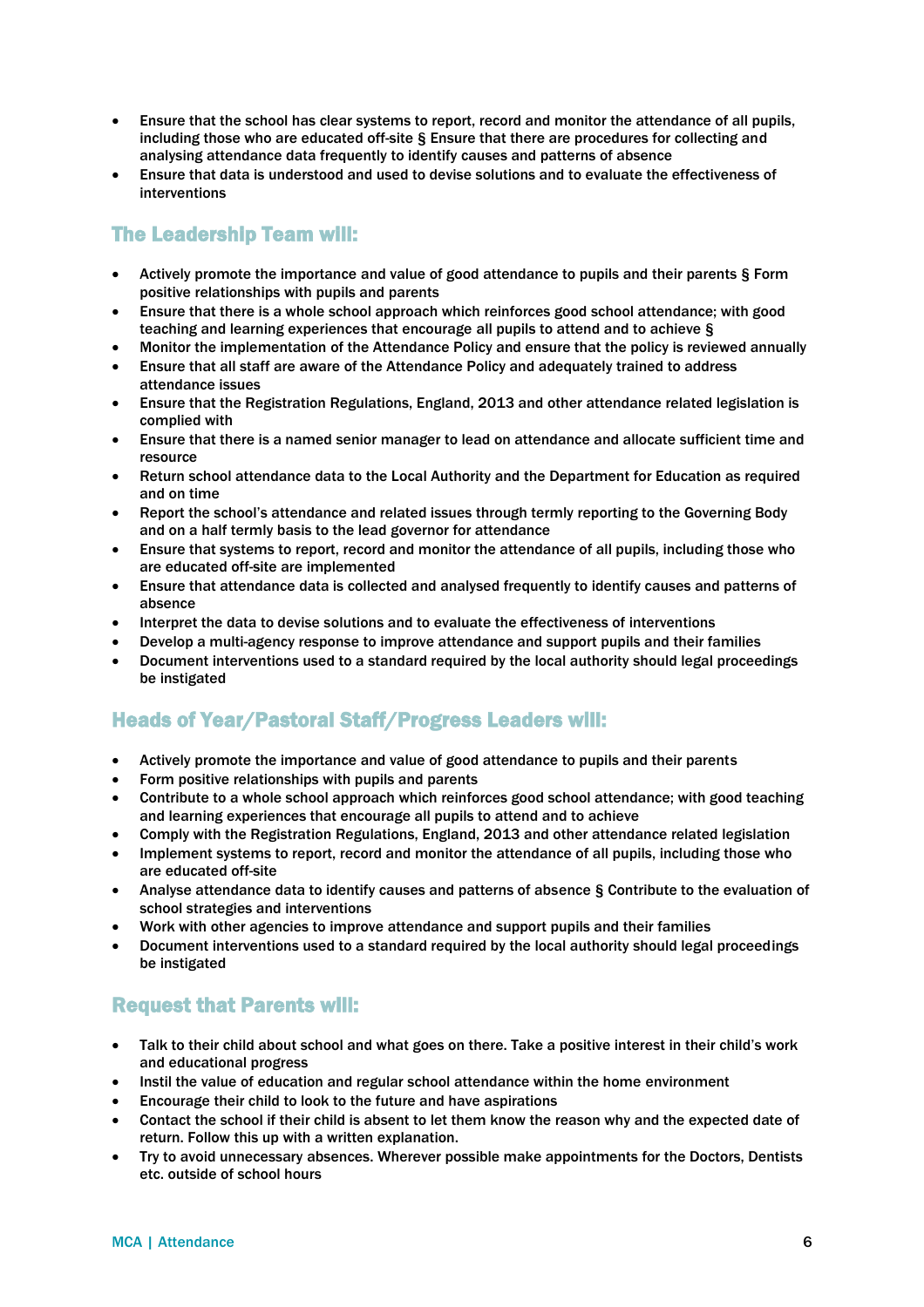- Ensure that the school has clear systems to report, record and monitor the attendance of all pupils, including those who are educated off-site § Ensure that there are procedures for collecting and analysing attendance data frequently to identify causes and patterns of absence
- Ensure that data is understood and used to devise solutions and to evaluate the effectiveness of interventions

## The Leadership Team will:

- Actively promote the importance and value of good attendance to pupils and their parents § Form positive relationships with pupils and parents
- Ensure that there is a whole school approach which reinforces good school attendance; with good teaching and learning experiences that encourage all pupils to attend and to achieve §
- Monitor the implementation of the Attendance Policy and ensure that the policy is reviewed annually
- Ensure that all staff are aware of the Attendance Policy and adequately trained to address attendance issues
- Ensure that the Registration Regulations, England, 2013 and other attendance related legislation is complied with
- Ensure that there is a named senior manager to lead on attendance and allocate sufficient time and resource
- Return school attendance data to the Local Authority and the Department for Education as required and on time
- Report the school's attendance and related issues through termly reporting to the Governing Body and on a half termly basis to the lead governor for attendance
- Ensure that systems to report, record and monitor the attendance of all pupils, including those who are educated off-site are implemented
- Ensure that attendance data is collected and analysed frequently to identify causes and patterns of absence
- Interpret the data to devise solutions and to evaluate the effectiveness of interventions
- Develop a multi-agency response to improve attendance and support pupils and their families
- Document interventions used to a standard required by the local authority should legal proceedings be instigated

## Heads of Year/Pastoral Staff/Progress Leaders will:

- Actively promote the importance and value of good attendance to pupils and their parents
- Form positive relationships with pupils and parents
- Contribute to a whole school approach which reinforces good school attendance; with good teaching and learning experiences that encourage all pupils to attend and to achieve
- Comply with the Registration Regulations, England, 2013 and other attendance related legislation
- Implement systems to report, record and monitor the attendance of all pupils, including those who are educated off-site
- Analyse attendance data to identify causes and patterns of absence § Contribute to the evaluation of school strategies and interventions
- Work with other agencies to improve attendance and support pupils and their families
- Document interventions used to a standard required by the local authority should legal proceedings be instigated

## Request that Parents will:

- Talk to their child about school and what goes on there. Take a positive interest in their child's work and educational progress
- Instil the value of education and regular school attendance within the home environment
- Encourage their child to look to the future and have aspirations
- Contact the school if their child is absent to let them know the reason why and the expected date of return. Follow this up with a written explanation.
- Try to avoid unnecessary absences. Wherever possible make appointments for the Doctors, Dentists etc. outside of school hours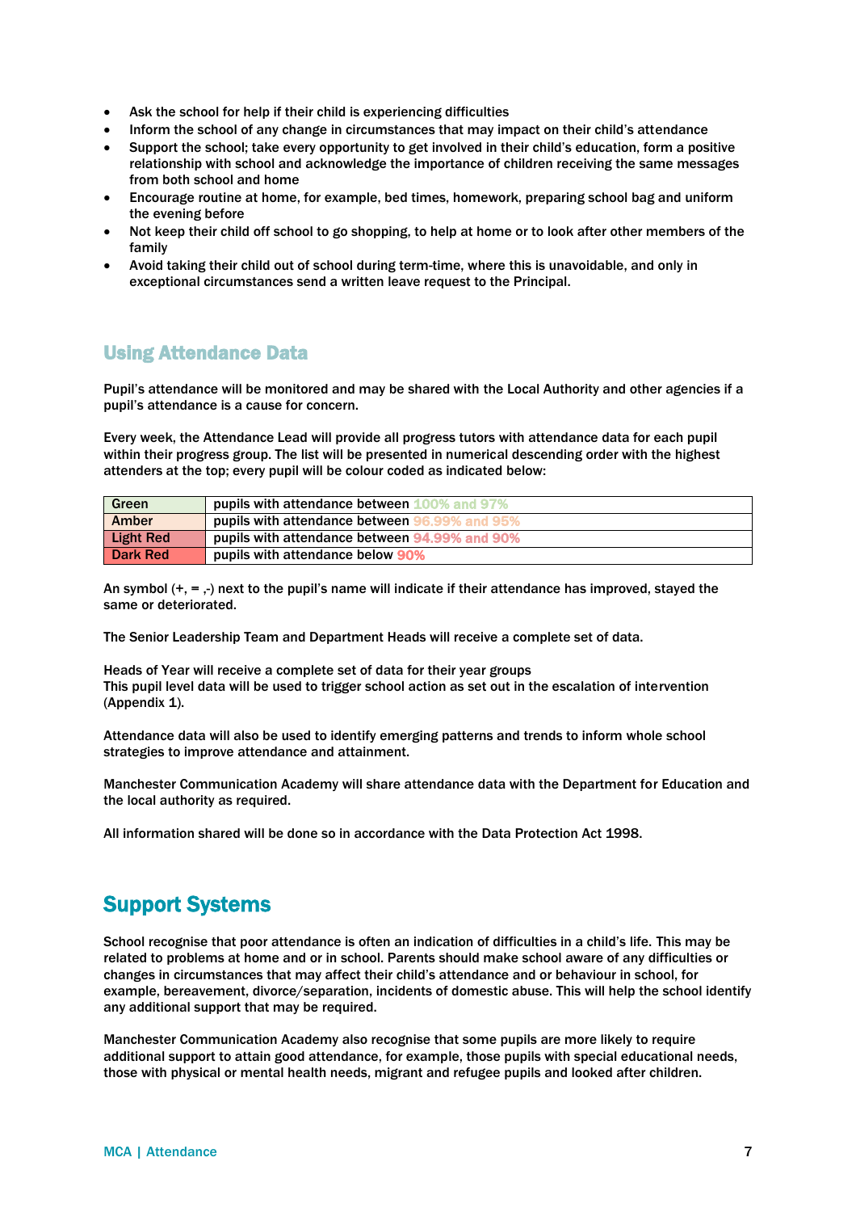- Ask the school for help if their child is experiencing difficulties
- Inform the school of any change in circumstances that may impact on their child's attendance
- Support the school; take every opportunity to get involved in their child's education, form a positive relationship with school and acknowledge the importance of children receiving the same messages from both school and home
- Encourage routine at home, for example, bed times, homework, preparing school bag and uniform the evening before
- Not keep their child off school to go shopping, to help at home or to look after other members of the family
- Avoid taking their child out of school during term-time, where this is unavoidable, and only in exceptional circumstances send a written leave request to the Principal.

## Using Attendance Data

Pupil's attendance will be monitored and may be shared with the Local Authority and other agencies if a pupil's attendance is a cause for concern.

Every week, the Attendance Lead will provide all progress tutors with attendance data for each pupil within their progress group. The list will be presented in numerical descending order with the highest attenders at the top; every pupil will be colour coded as indicated below:

| Green | pupils with attendance between 100% and 97% |
|---|---|
| Amber | pupils with attendance between 96.99% and 95% |
| Light Red | pupils with attendance between 94.99% and 90% |
| Dark Red | pupils with attendance below 90% |

An symbol (+, = ,-) next to the pupil's name will indicate if their attendance has improved, stayed the same or deteriorated.

The Senior Leadership Team and Department Heads will receive a complete set of data.

Heads of Year will receive a complete set of data for their year groups
This pupil level data will be used to trigger school action as set out in the escalation of intervention (Appendix 1).

Attendance data will also be used to identify emerging patterns and trends to inform whole school strategies to improve attendance and attainment.

Manchester Communication Academy will share attendance data with the Department for Education and the local authority as required.

All information shared will be done so in accordance with the Data Protection Act 1998.

## Support Systems

School recognise that poor attendance is often an indication of difficulties in a child's life. This may be related to problems at home and or in school. Parents should make school aware of any difficulties or changes in circumstances that may affect their child's attendance and or behaviour in school, for example, bereavement, divorce/separation, incidents of domestic abuse. This will help the school identify any additional support that may be required.

Manchester Communication Academy also recognise that some pupils are more likely to require additional support to attain good attendance, for example, those pupils with special educational needs, those with physical or mental health needs, migrant and refugee pupils and looked after children.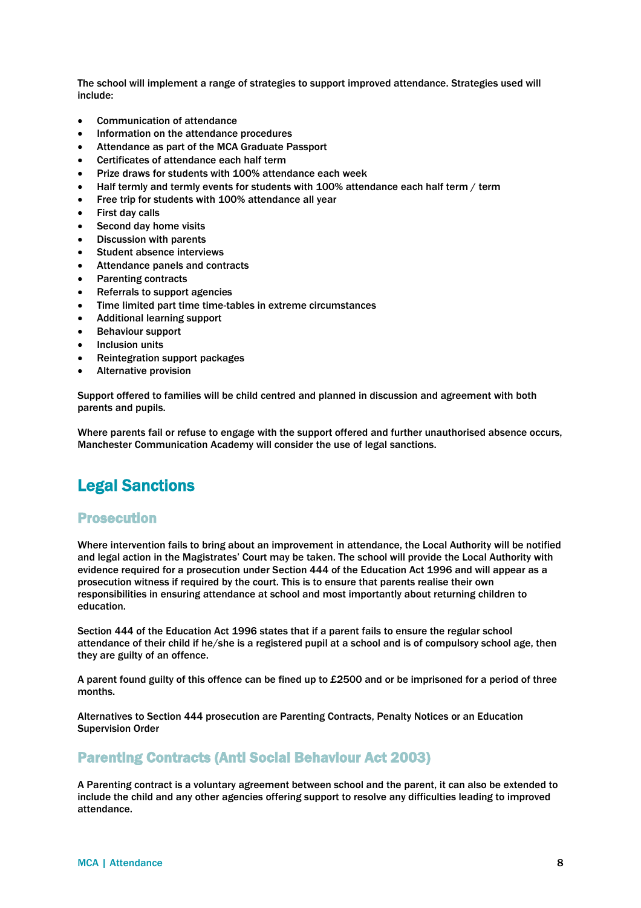The school will implement a range of strategies to support improved attendance. Strategies used will include:

- Communication of attendance
- Information on the attendance procedures
- Attendance as part of the MCA Graduate Passport
- Certificates of attendance each half term
- Prize draws for students with 100% attendance each week
- Half termly and termly events for students with 100% attendance each half term / term
- Free trip for students with 100% attendance all year
- First day calls
- Second day home visits
- Discussion with parents
- Student absence interviews
- Attendance panels and contracts
- Parenting contracts
- Referrals to support agencies
- Time limited part time time-tables in extreme circumstances
- Additional learning support
- Behaviour support
- Inclusion units
- Reintegration support packages
- Alternative provision

Support offered to families will be child centred and planned in discussion and agreement with both parents and pupils.

Where parents fail or refuse to engage with the support offered and further unauthorised absence occurs, Manchester Communication Academy will consider the use of legal sanctions.

## Legal Sanctions

### Prosecution

Where intervention fails to bring about an improvement in attendance, the Local Authority will be notified and legal action in the Magistrates' Court may be taken. The school will provide the Local Authority with evidence required for a prosecution under Section 444 of the Education Act 1996 and will appear as a prosecution witness if required by the court. This is to ensure that parents realise their own responsibilities in ensuring attendance at school and most importantly about returning children to education.

Section 444 of the Education Act 1996 states that if a parent fails to ensure the regular school attendance of their child if he/she is a registered pupil at a school and is of compulsory school age, then they are guilty of an offence.

A parent found guilty of this offence can be fined up to £2500 and or be imprisoned for a period of three months.

Alternatives to Section 444 prosecution are Parenting Contracts, Penalty Notices or an Education Supervision Order

### Parenting Contracts (Anti Social Behaviour Act 2003)

A Parenting contract is a voluntary agreement between school and the parent, it can also be extended to include the child and any other agencies offering support to resolve any difficulties leading to improved attendance.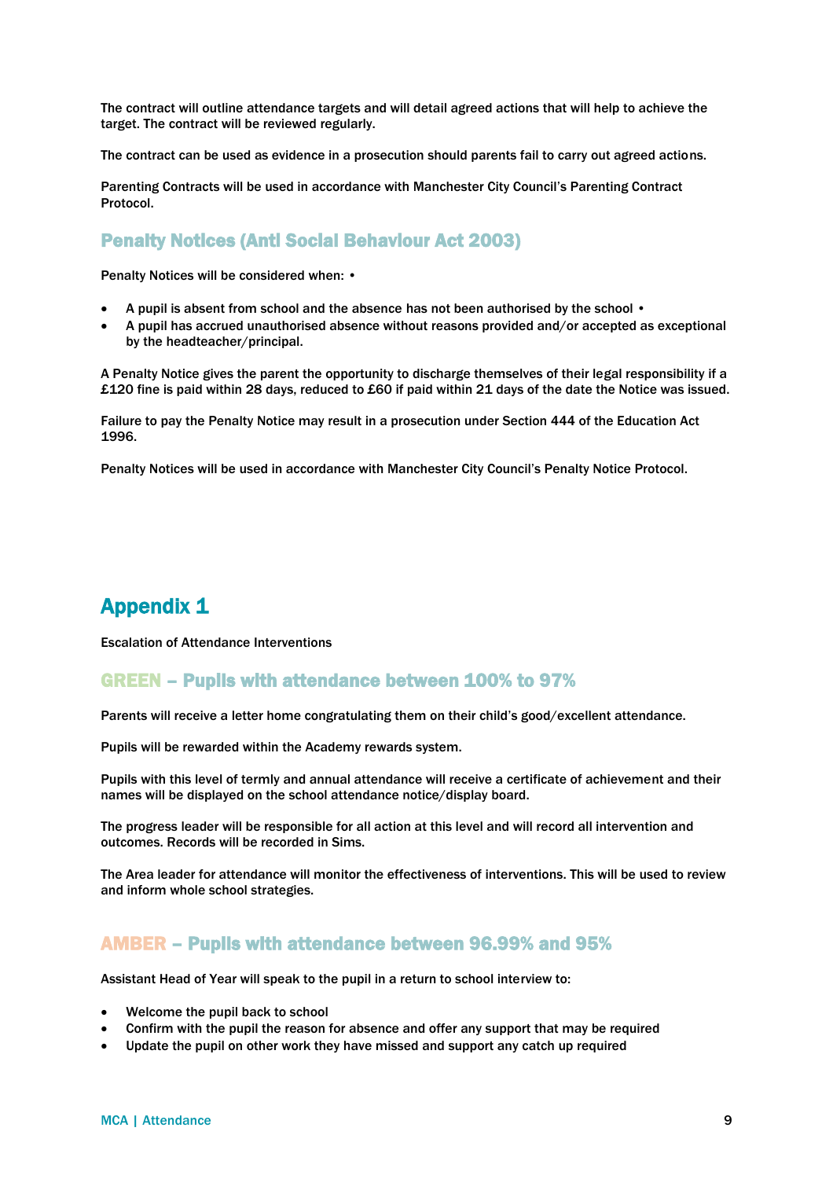The contract will outline attendance targets and will detail agreed actions that will help to achieve the target. The contract will be reviewed regularly.

The contract can be used as evidence in a prosecution should parents fail to carry out agreed actions.

Parenting Contracts will be used in accordance with Manchester City Council's Parenting Contract Protocol.

## Penalty Notices (Anti Social Behaviour Act 2003)

Penalty Notices will be considered when: •

- A pupil is absent from school and the absence has not been authorised by the school •
- A pupil has accrued unauthorised absence without reasons provided and/or accepted as exceptional by the headteacher/principal.

A Penalty Notice gives the parent the opportunity to discharge themselves of their legal responsibility if a £120 fine is paid within 28 days, reduced to £60 if paid within 21 days of the date the Notice was issued.

Failure to pay the Penalty Notice may result in a prosecution under Section 444 of the Education Act 1996.

Penalty Notices will be used in accordance with Manchester City Council's Penalty Notice Protocol.

# Appendix 1

Escalation of Attendance Interventions

## GREEN – Pupils with attendance between 100% to 97%

Parents will receive a letter home congratulating them on their child's good/excellent attendance.

Pupils will be rewarded within the Academy rewards system.

Pupils with this level of termly and annual attendance will receive a certificate of achievement and their names will be displayed on the school attendance notice/display board.

The progress leader will be responsible for all action at this level and will record all intervention and outcomes. Records will be recorded in Sims.

The Area leader for attendance will monitor the effectiveness of interventions. This will be used to review and inform whole school strategies.

## AMBER – Pupils with attendance between 96.99% and 95%

Assistant Head of Year will speak to the pupil in a return to school interview to:

- Welcome the pupil back to school
- Confirm with the pupil the reason for absence and offer any support that may be required
- Update the pupil on other work they have missed and support any catch up required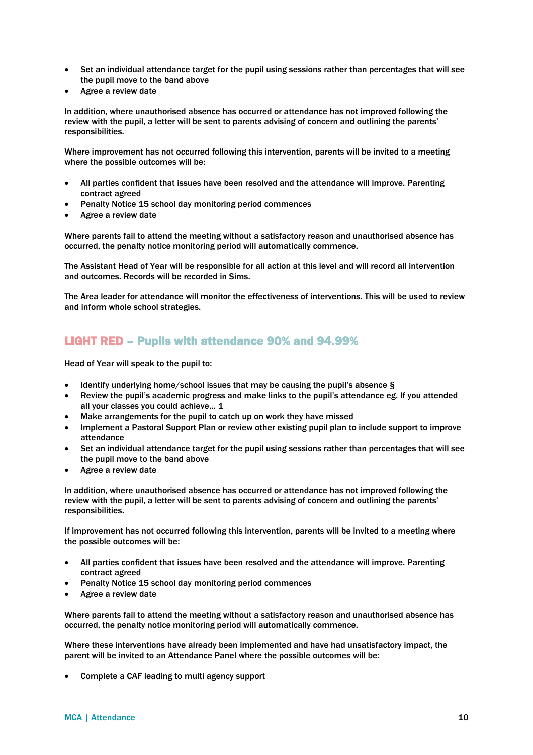- Set an individual attendance target for the pupil using sessions rather than percentages that will see the pupil move to the band above
- Agree a review date

In addition, where unauthorised absence has occurred or attendance has not improved following the review with the pupil, a letter will be sent to parents advising of concern and outlining the parents' responsibilities.

Where improvement has not occurred following this intervention, parents will be invited to a meeting where the possible outcomes will be:

- All parties confident that issues have been resolved and the attendance will improve. Parenting contract agreed
- Penalty Notice 15 school day monitoring period commences
- Agree a review date

Where parents fail to attend the meeting without a satisfactory reason and unauthorised absence has occurred, the penalty notice monitoring period will automatically commence.

The Assistant Head of Year will be responsible for all action at this level and will record all intervention and outcomes. Records will be recorded in Sims.

The Area leader for attendance will monitor the effectiveness of interventions. This will be used to review and inform whole school strategies.

## LIGHT RED – Pupils with attendance 90% and 94.99%

Head of Year will speak to the pupil to:

- Identify underlying home/school issues that may be causing the pupil's absence §
- Review the pupil's academic progress and make links to the pupil's attendance eg. If you attended all your classes you could achieve… 1
- Make arrangements for the pupil to catch up on work they have missed
- Implement a Pastoral Support Plan or review other existing pupil plan to include support to improve attendance
- Set an individual attendance target for the pupil using sessions rather than percentages that will see the pupil move to the band above
- Agree a review date

In addition, where unauthorised absence has occurred or attendance has not improved following the review with the pupil, a letter will be sent to parents advising of concern and outlining the parents' responsibilities.

If improvement has not occurred following this intervention, parents will be invited to a meeting where the possible outcomes will be:

- All parties confident that issues have been resolved and the attendance will improve. Parenting contract agreed
- Penalty Notice 15 school day monitoring period commences
- Agree a review date

Where parents fail to attend the meeting without a satisfactory reason and unauthorised absence has occurred, the penalty notice monitoring period will automatically commence.

Where these interventions have already been implemented and have had unsatisfactory impact, the parent will be invited to an Attendance Panel where the possible outcomes will be:

- Complete a CAF leading to multi agency support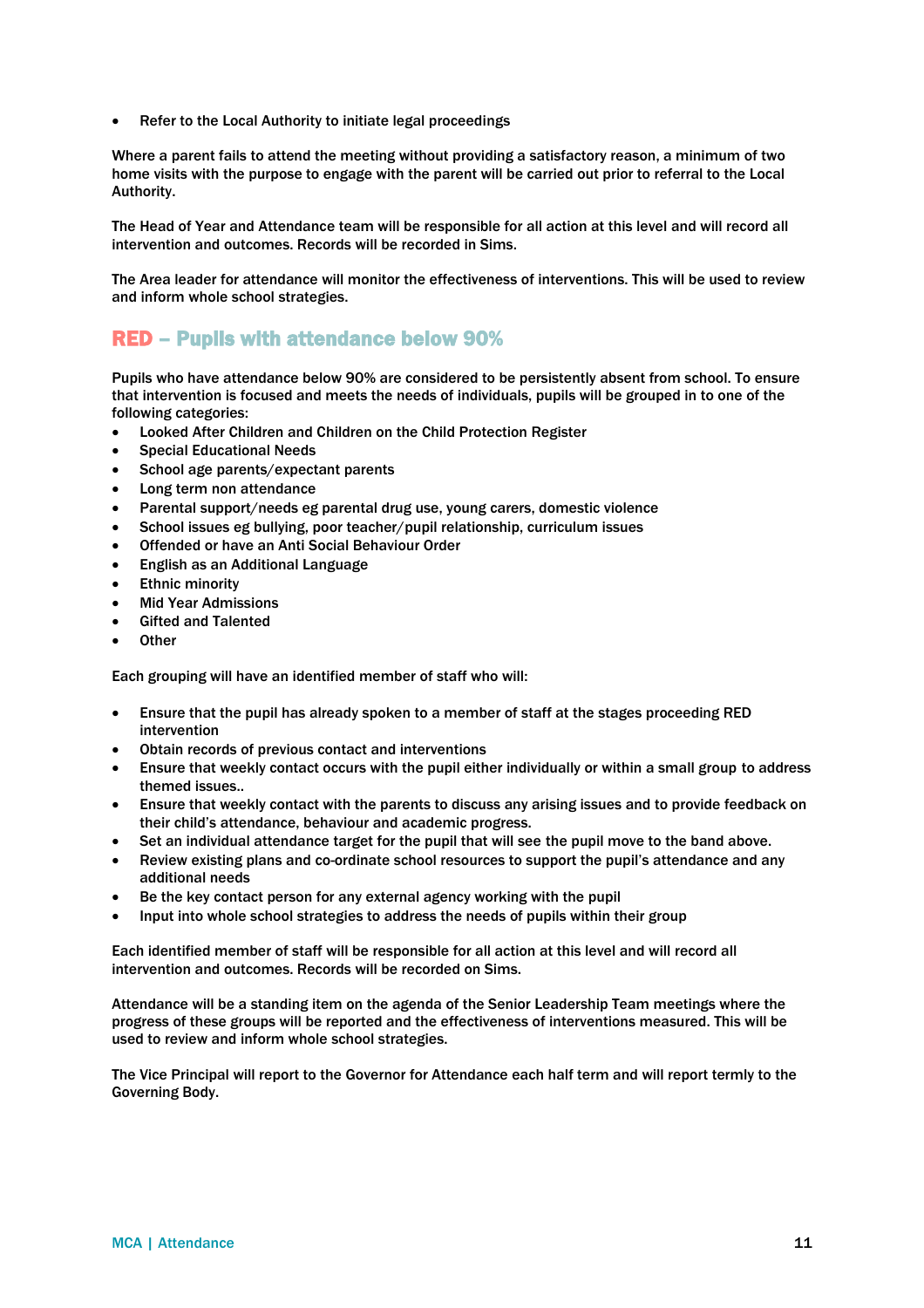- Refer to the Local Authority to initiate legal proceedings

Where a parent fails to attend the meeting without providing a satisfactory reason, a minimum of two home visits with the purpose to engage with the parent will be carried out prior to referral to the Local Authority.

The Head of Year and Attendance team will be responsible for all action at this level and will record all intervention and outcomes. Records will be recorded in Sims.

The Area leader for attendance will monitor the effectiveness of interventions. This will be used to review and inform whole school strategies.

## RED – Pupils with attendance below 90%

Pupils who have attendance below 90% are considered to be persistently absent from school. To ensure that intervention is focused and meets the needs of individuals, pupils will be grouped in to one of the following categories:

- Looked After Children and Children on the Child Protection Register
- Special Educational Needs
- School age parents/expectant parents
- Long term non attendance
- Parental support/needs eg parental drug use, young carers, domestic violence
- School issues eg bullying, poor teacher/pupil relationship, curriculum issues
- Offended or have an Anti Social Behaviour Order
- English as an Additional Language
- Ethnic minority
- Mid Year Admissions
- Gifted and Talented
- Other

Each grouping will have an identified member of staff who will:

- Ensure that the pupil has already spoken to a member of staff at the stages proceeding RED intervention
- Obtain records of previous contact and interventions
- Ensure that weekly contact occurs with the pupil either individually or within a small group to address themed issues..
- Ensure that weekly contact with the parents to discuss any arising issues and to provide feedback on their child's attendance, behaviour and academic progress.
- Set an individual attendance target for the pupil that will see the pupil move to the band above.
- Review existing plans and co-ordinate school resources to support the pupil's attendance and any additional needs
- Be the key contact person for any external agency working with the pupil
- Input into whole school strategies to address the needs of pupils within their group

Each identified member of staff will be responsible for all action at this level and will record all intervention and outcomes. Records will be recorded on Sims.

Attendance will be a standing item on the agenda of the Senior Leadership Team meetings where the progress of these groups will be reported and the effectiveness of interventions measured. This will be used to review and inform whole school strategies.

The Vice Principal will report to the Governor for Attendance each half term and will report termly to the Governing Body.